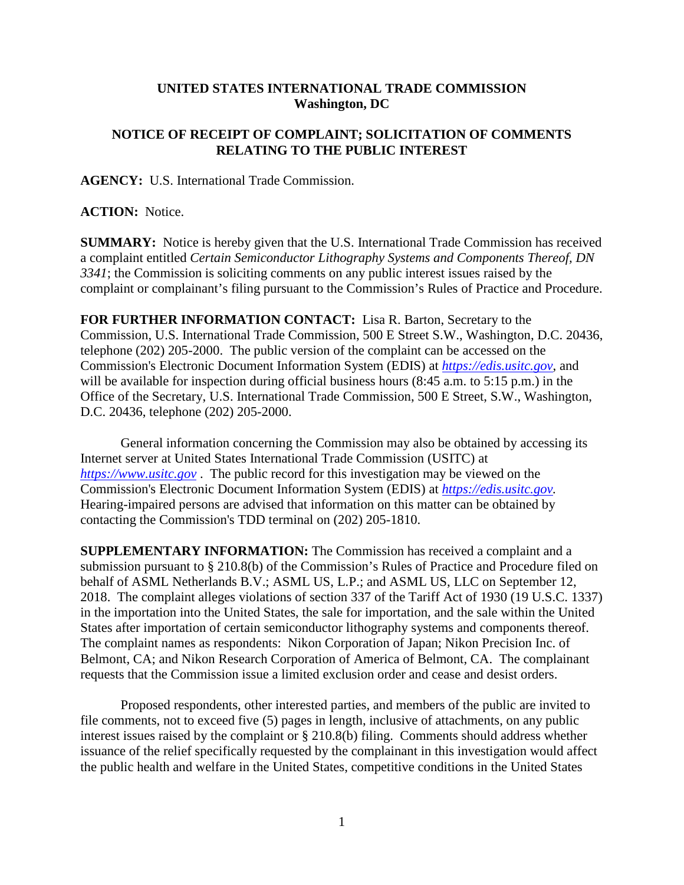**UNITED STATES INTERNATIONAL TRADE COMMISSION**
**Washington, DC**

**NOTICE OF RECEIPT OF COMPLAINT; SOLICITATION OF COMMENTS RELATING TO THE PUBLIC INTEREST**

**AGENCY:** U.S. International Trade Commission.

**ACTION:** Notice.

**SUMMARY:** Notice is hereby given that the U.S. International Trade Commission has received a complaint entitled *Certain Semiconductor Lithography Systems and Components Thereof, DN 3341*; the Commission is soliciting comments on any public interest issues raised by the complaint or complainant's filing pursuant to the Commission's Rules of Practice and Procedure.

**FOR FURTHER INFORMATION CONTACT:** Lisa R. Barton, Secretary to the Commission, U.S. International Trade Commission, 500 E Street S.W., Washington, D.C. 20436, telephone (202) 205-2000. The public version of the complaint can be accessed on the Commission's Electronic Document Information System (EDIS) at *https://edis.usitc.gov*, and will be available for inspection during official business hours (8:45 a.m. to 5:15 p.m.) in the Office of the Secretary, U.S. International Trade Commission, 500 E Street, S.W., Washington, D.C. 20436, telephone (202) 205-2000.

General information concerning the Commission may also be obtained by accessing its Internet server at United States International Trade Commission (USITC) at *https://www.usitc.gov* . The public record for this investigation may be viewed on the Commission's Electronic Document Information System (EDIS) at *https://edis.usitc.gov.* Hearing-impaired persons are advised that information on this matter can be obtained by contacting the Commission's TDD terminal on (202) 205-1810.

**SUPPLEMENTARY INFORMATION:** The Commission has received a complaint and a submission pursuant to § 210.8(b) of the Commission's Rules of Practice and Procedure filed on behalf of ASML Netherlands B.V.; ASML US, L.P.; and ASML US, LLC on September 12, 2018. The complaint alleges violations of section 337 of the Tariff Act of 1930 (19 U.S.C. 1337) in the importation into the United States, the sale for importation, and the sale within the United States after importation of certain semiconductor lithography systems and components thereof. The complaint names as respondents: Nikon Corporation of Japan; Nikon Precision Inc. of Belmont, CA; and Nikon Research Corporation of America of Belmont, CA. The complainant requests that the Commission issue a limited exclusion order and cease and desist orders.

Proposed respondents, other interested parties, and members of the public are invited to file comments, not to exceed five (5) pages in length, inclusive of attachments, on any public interest issues raised by the complaint or § 210.8(b) filing. Comments should address whether issuance of the relief specifically requested by the complainant in this investigation would affect the public health and welfare in the United States, competitive conditions in the United States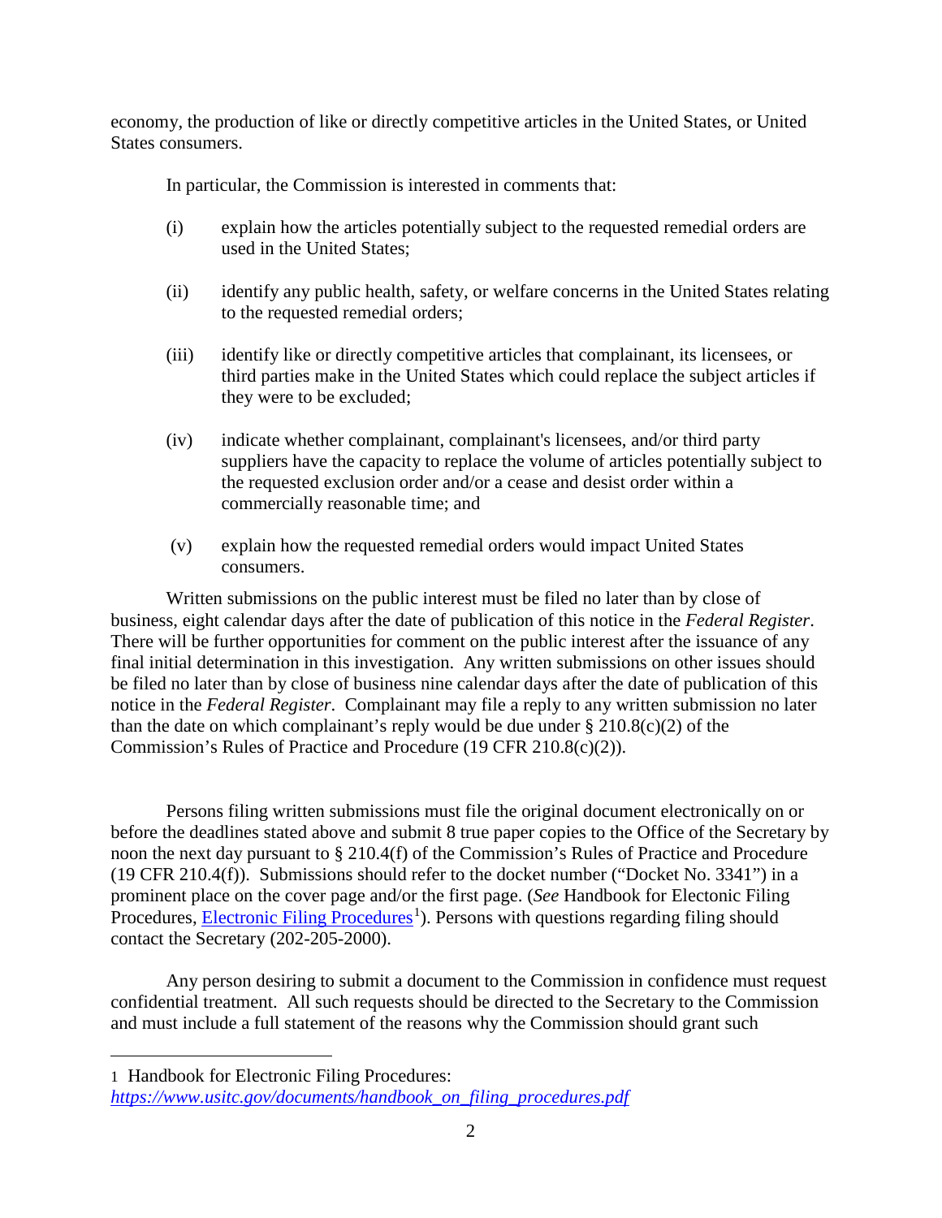economy, the production of like or directly competitive articles in the United States, or United States consumers.

In particular, the Commission is interested in comments that:

(i) explain how the articles potentially subject to the requested remedial orders are used in the United States;

(ii) identify any public health, safety, or welfare concerns in the United States relating to the requested remedial orders;

(iii) identify like or directly competitive articles that complainant, its licensees, or third parties make in the United States which could replace the subject articles if they were to be excluded;

(iv) indicate whether complainant, complainant's licensees, and/or third party suppliers have the capacity to replace the volume of articles potentially subject to the requested exclusion order and/or a cease and desist order within a commercially reasonable time; and

(v) explain how the requested remedial orders would impact United States consumers.

Written submissions on the public interest must be filed no later than by close of business, eight calendar days after the date of publication of this notice in the *Federal Register*. There will be further opportunities for comment on the public interest after the issuance of any final initial determination in this investigation. Any written submissions on other issues should be filed no later than by close of business nine calendar days after the date of publication of this notice in the *Federal Register*. Complainant may file a reply to any written submission no later than the date on which complainant's reply would be due under § 210.8(c)(2) of the Commission's Rules of Practice and Procedure (19 CFR 210.8(c)(2)).

Persons filing written submissions must file the original document electronically on or before the deadlines stated above and submit 8 true paper copies to the Office of the Secretary by noon the next day pursuant to § 210.4(f) of the Commission's Rules of Practice and Procedure (19 CFR 210.4(f)). Submissions should refer to the docket number ("Docket No. 3341") in a prominent place on the cover page and/or the first page. (*See* Handbook for Electonic Filing Procedures, Electronic Filing Procedures[1]). Persons with questions regarding filing should contact the Secretary (202-205-2000).

Any person desiring to submit a document to the Commission in confidence must request confidential treatment. All such requests should be directed to the Secretary to the Commission and must include a full statement of the reasons why the Commission should grant such

---

1 Handbook for Electronic Filing Procedures: *https://www.usitc.gov/documents/handbook_on_filing_procedures.pdf*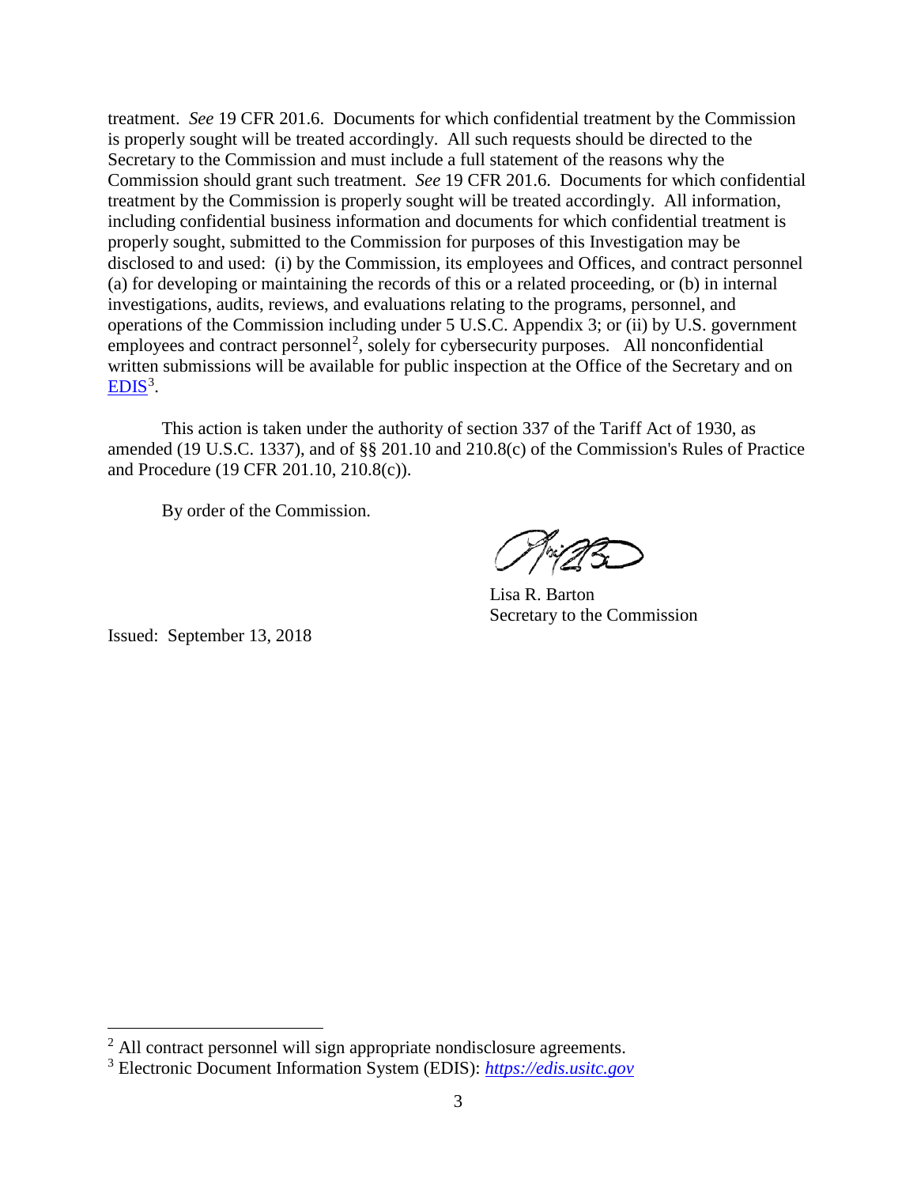treatment. *See* 19 CFR 201.6. Documents for which confidential treatment by the Commission is properly sought will be treated accordingly. All such requests should be directed to the Secretary to the Commission and must include a full statement of the reasons why the Commission should grant such treatment. *See* 19 CFR 201.6. Documents for which confidential treatment by the Commission is properly sought will be treated accordingly. All information, including confidential business information and documents for which confidential treatment is properly sought, submitted to the Commission for purposes of this Investigation may be disclosed to and used: (i) by the Commission, its employees and Offices, and contract personnel (a) for developing or maintaining the records of this or a related proceeding, or (b) in internal investigations, audits, reviews, and evaluations relating to the programs, personnel, and operations of the Commission including under 5 U.S.C. Appendix 3; or (ii) by U.S. government employees and contract personnel[2], solely for cybersecurity purposes. All nonconfidential written submissions will be available for public inspection at the Office of the Secretary and on EDIS[3].

This action is taken under the authority of section 337 of the Tariff Act of 1930, as amended (19 U.S.C. 1337), and of §§ 201.10 and 210.8(c) of the Commission's Rules of Practice and Procedure (19 CFR 201.10, 210.8(c)).

By order of the Commission.

Lisa R. Barton
Secretary to the Commission

Issued: September 13, 2018

---

[2] All contract personnel will sign appropriate nondisclosure agreements.

[3] Electronic Document Information System (EDIS): *https://edis.usitc.gov*